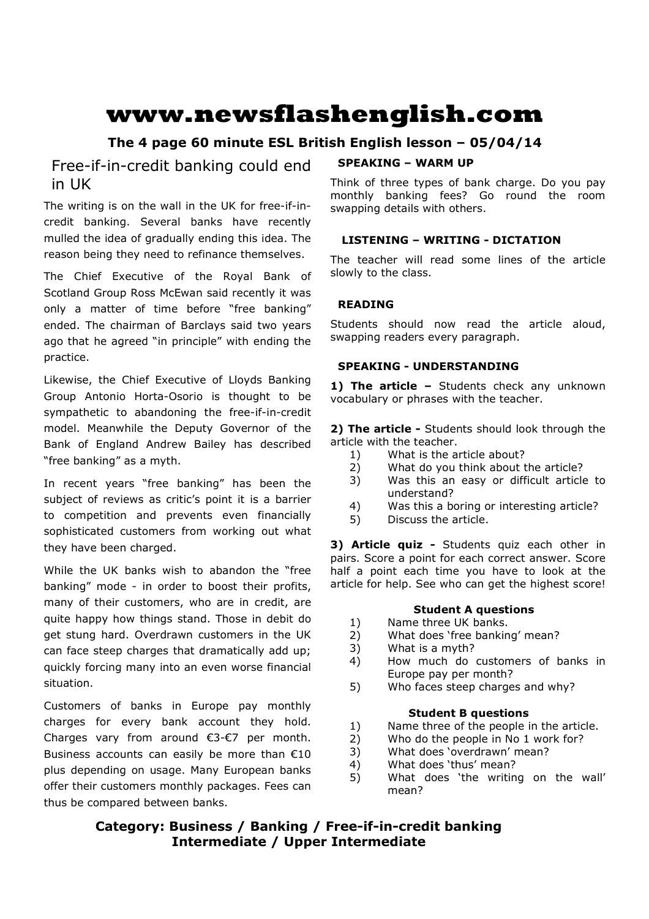# www.newsflashenglish.com

**The 4 page 60 minute ESL British English lesson – 05/04/14**

## Free-if-in-credit banking could end in UK

The writing is on the wall in the UK for free-if-in-credit banking. Several banks have recently mulled the idea of gradually ending this idea. The reason being they need to refinance themselves.

The Chief Executive of the Royal Bank of Scotland Group Ross McEwan said recently it was only a matter of time before "free banking" ended. The chairman of Barclays said two years ago that he agreed "in principle" with ending the practice.

Likewise, the Chief Executive of Lloyds Banking Group Antonio Horta-Osorio is thought to be sympathetic to abandoning the free-if-in-credit model. Meanwhile the Deputy Governor of the Bank of England Andrew Bailey has described "free banking" as a myth.

In recent years "free banking" has been the subject of reviews as critic's point it is a barrier to competition and prevents even financially sophisticated customers from working out what they have been charged.

While the UK banks wish to abandon the "free banking" mode - in order to boost their profits, many of their customers, who are in credit, are quite happy how things stand. Those in debit do get stung hard. Overdrawn customers in the UK can face steep charges that dramatically add up; quickly forcing many into an even worse financial situation.

Customers of banks in Europe pay monthly charges for every bank account they hold. Charges vary from around €3-€7 per month. Business accounts can easily be more than €10 plus depending on usage. Many European banks offer their customers monthly packages. Fees can thus be compared between banks.

### SPEAKING – WARM UP

Think of three types of bank charge. Do you pay monthly banking fees? Go round the room swapping details with others.

### LISTENING – WRITING - DICTATION

The teacher will read some lines of the article slowly to the class.

### READING

Students should now read the article aloud, swapping readers every paragraph.

### SPEAKING - UNDERSTANDING

**1) The article –** Students check any unknown vocabulary or phrases with the teacher.

**2) The article -** Students should look through the article with the teacher.

1) What is the article about?
2) What do you think about the article?
3) Was this an easy or difficult article to understand?
4) Was this a boring or interesting article?
5) Discuss the article.

**3) Article quiz -** Students quiz each other in pairs. Score a point for each correct answer. Score half a point each time you have to look at the article for help. See who can get the highest score!

**Student A questions**

1) Name three UK banks.
2) What does 'free banking' mean?
3) What is a myth?
4) How much do customers of banks in Europe pay per month?
5) Who faces steep charges and why?

**Student B questions**

1) Name three of the people in the article.
2) Who do the people in No 1 work for?
3) What does 'overdrawn' mean?
4) What does 'thus' mean?
5) What does 'the writing on the wall' mean?

**Category: Business / Banking / Free-if-in-credit banking**
**Intermediate / Upper Intermediate**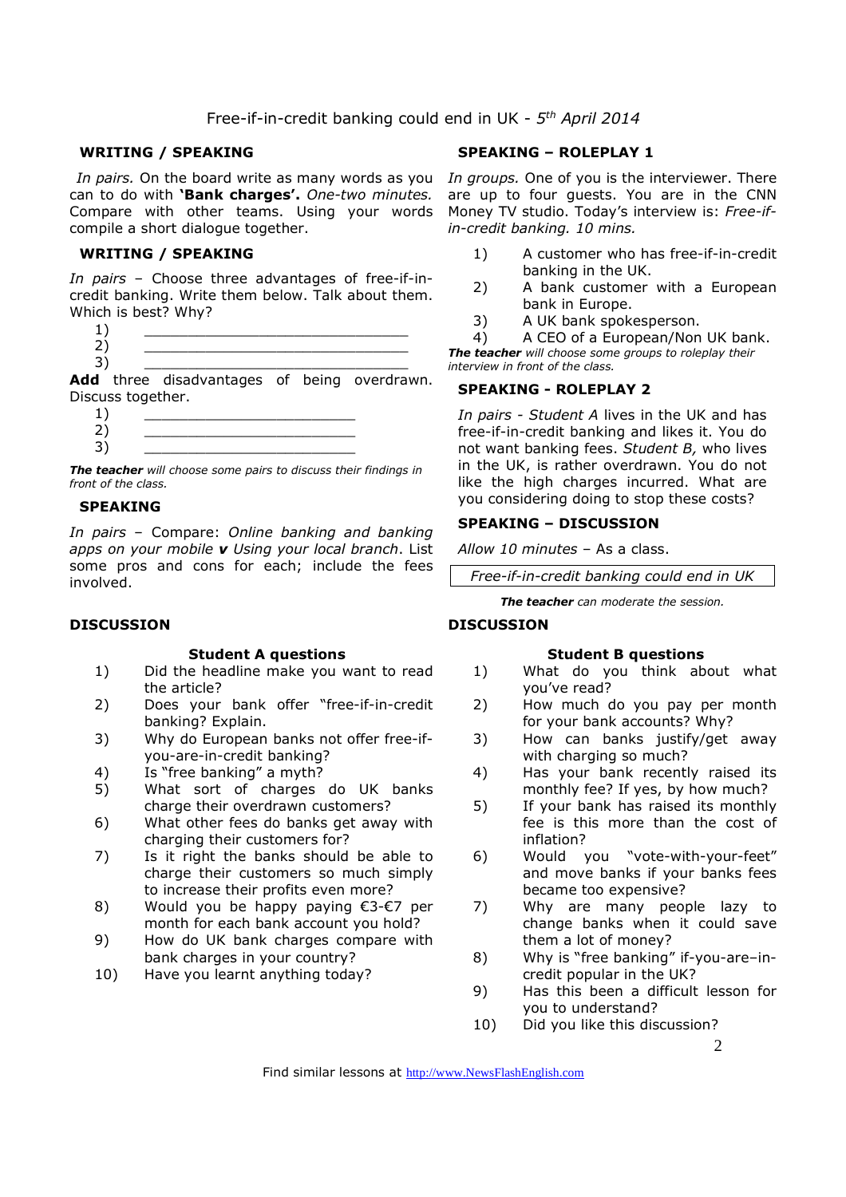Free-if-in-credit banking could end in UK - *5th April 2014*

### WRITING / SPEAKING

*In pairs.* On the board write as many words as you can to do with **'Bank charges'.** *One-two minutes.* Compare with other teams. Using your words compile a short dialogue together.

### WRITING / SPEAKING

*In pairs* – Choose three advantages of free-if-in-credit banking. Write them below. Talk about them. Which is best? Why?

1) ______________________________
2) ______________________________
3) ______________________________

**Add** three disadvantages of being overdrawn. Discuss together.

1) ______________________
2) ______________________
3) ______________________

***The teacher*** *will choose some pairs to discuss their findings in front of the class.*

### SPEAKING

*In pairs* – Compare: *Online banking and banking apps on your mobile* ***v*** *Using your local branch*. List some pros and cons for each; include the fees involved.

### SPEAKING – ROLEPLAY 1

*In groups.* One of you is the interviewer. There are up to four guests. You are in the CNN Money TV studio. Today's interview is: *Free-if-in-credit banking. 10 mins.*

1) A customer who has free-if-in-credit banking in the UK.
2) A bank customer with a European bank in Europe.
3) A UK bank spokesperson.
4) A CEO of a European/Non UK bank.

***The teacher*** *will choose some groups to roleplay their interview in front of the class.*

### SPEAKING - ROLEPLAY 2

*In pairs - Student A* lives in the UK and has free-if-in-credit banking and likes it. You do not want banking fees. *Student B,* who lives in the UK, is rather overdrawn. You do not like the high charges incurred. What are you considering doing to stop these costs?

### SPEAKING – DISCUSSION

*Allow 10 minutes* – As a class.

| *Free-if-in-credit banking could end in UK* |
|---|

***The teacher*** *can moderate the session.*

### DISCUSSION

#### Student A questions

1) Did the headline make you want to read the article?
2) Does your bank offer "free-if-in-credit banking? Explain.
3) Why do European banks not offer free-if-you-are-in-credit banking?
4) Is "free banking" a myth?
5) What sort of charges do UK banks charge their overdrawn customers?
6) What other fees do banks get away with charging their customers for?
7) Is it right the banks should be able to charge their customers so much simply to increase their profits even more?
8) Would you be happy paying €3-€7 per month for each bank account you hold?
9) How do UK bank charges compare with bank charges in your country?
10) Have you learnt anything today?

### DISCUSSION

#### Student B questions

1) What do you think about what you've read?
2) How much do you pay per month for your bank accounts? Why?
3) How can banks justify/get away with charging so much?
4) Has your bank recently raised its monthly fee? If yes, by how much?
5) If your bank has raised its monthly fee is this more than the cost of inflation?
6) Would you "vote-with-your-feet" and move banks if your banks fees became too expensive?
7) Why are many people lazy to change banks when it could save them a lot of money?
8) Why is "free banking" if-you-are–in-credit popular in the UK?
9) Has this been a difficult lesson for you to understand?
10) Did you like this discussion?

Find similar lessons at http://www.NewsFlashEnglish.com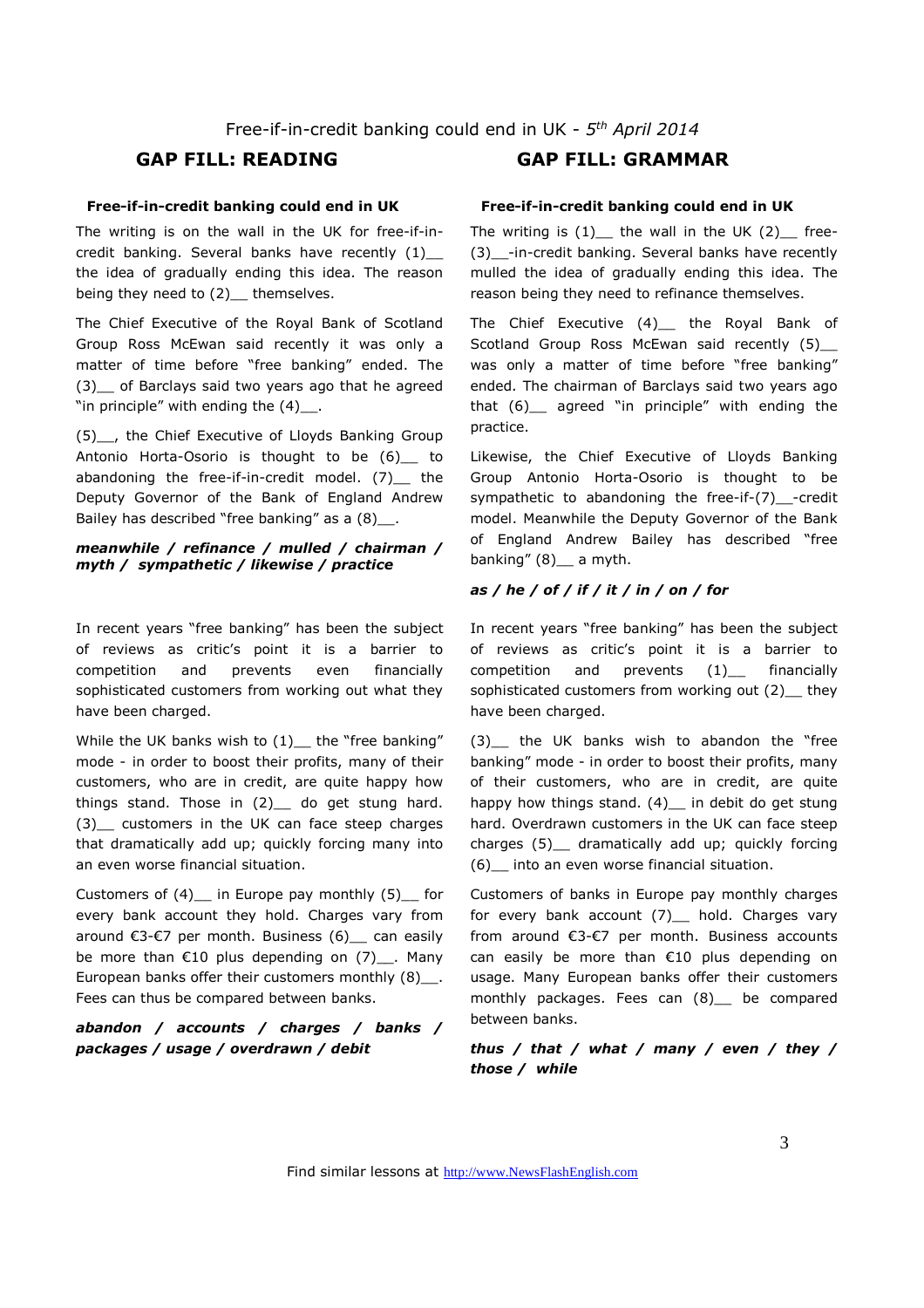Free-if-in-credit banking could end in UK - 5th April 2014

## GAP FILL: READING

### Free-if-in-credit banking could end in UK

The writing is on the wall in the UK for free-if-in-credit banking. Several banks have recently (1)__ the idea of gradually ending this idea. The reason being they need to (2)__ themselves.

The Chief Executive of the Royal Bank of Scotland Group Ross McEwan said recently it was only a matter of time before "free banking" ended. The (3)__ of Barclays said two years ago that he agreed "in principle" with ending the (4)__.

(5)__, the Chief Executive of Lloyds Banking Group Antonio Horta-Osorio is thought to be (6)__ to abandoning the free-if-in-credit model. (7)__ the Deputy Governor of the Bank of England Andrew Bailey has described "free banking" as a (8)__.

***meanwhile / refinance / mulled / chairman / myth / sympathetic / likewise / practice***

In recent years "free banking" has been the subject of reviews as critic's point it is a barrier to competition and prevents even financially sophisticated customers from working out what they have been charged.

While the UK banks wish to (1)__ the "free banking" mode - in order to boost their profits, many of their customers, who are in credit, are quite happy how things stand. Those in (2)__ do get stung hard. (3)__ customers in the UK can face steep charges that dramatically add up; quickly forcing many into an even worse financial situation.

Customers of (4)__ in Europe pay monthly (5)__ for every bank account they hold. Charges vary from around €3-€7 per month. Business (6)__ can easily be more than €10 plus depending on (7)__. Many European banks offer their customers monthly (8)__. Fees can thus be compared between banks.

***abandon / accounts / charges / banks / packages / usage / overdrawn / debit***

## GAP FILL: GRAMMAR

### Free-if-in-credit banking could end in UK

The writing is (1)__ the wall in the UK (2)__ free-(3)__-in-credit banking. Several banks have recently mulled the idea of gradually ending this idea. The reason being they need to refinance themselves.

The Chief Executive (4)__ the Royal Bank of Scotland Group Ross McEwan said recently (5)__ was only a matter of time before "free banking" ended. The chairman of Barclays said two years ago that (6)__ agreed "in principle" with ending the practice.

Likewise, the Chief Executive of Lloyds Banking Group Antonio Horta-Osorio is thought to be sympathetic to abandoning the free-if-(7)__-credit model. Meanwhile the Deputy Governor of the Bank of England Andrew Bailey has described "free banking" (8)__ a myth.

***as / he / of / if / it / in / on / for***

In recent years "free banking" has been the subject of reviews as critic's point it is a barrier to competition and prevents (1)__ financially sophisticated customers from working out (2)__ they have been charged.

(3)__ the UK banks wish to abandon the "free banking" mode - in order to boost their profits, many of their customers, who are in credit, are quite happy how things stand. (4)__ in debit do get stung hard. Overdrawn customers in the UK can face steep charges (5)__ dramatically add up; quickly forcing (6)__ into an even worse financial situation.

Customers of banks in Europe pay monthly charges for every bank account (7)__ hold. Charges vary from around €3-€7 per month. Business accounts can easily be more than €10 plus depending on usage. Many European banks offer their customers monthly packages. Fees can (8)__ be compared between banks.

***thus / that / what / many / even / they / those / while***

Find similar lessons at http://www.NewsFlashEnglish.com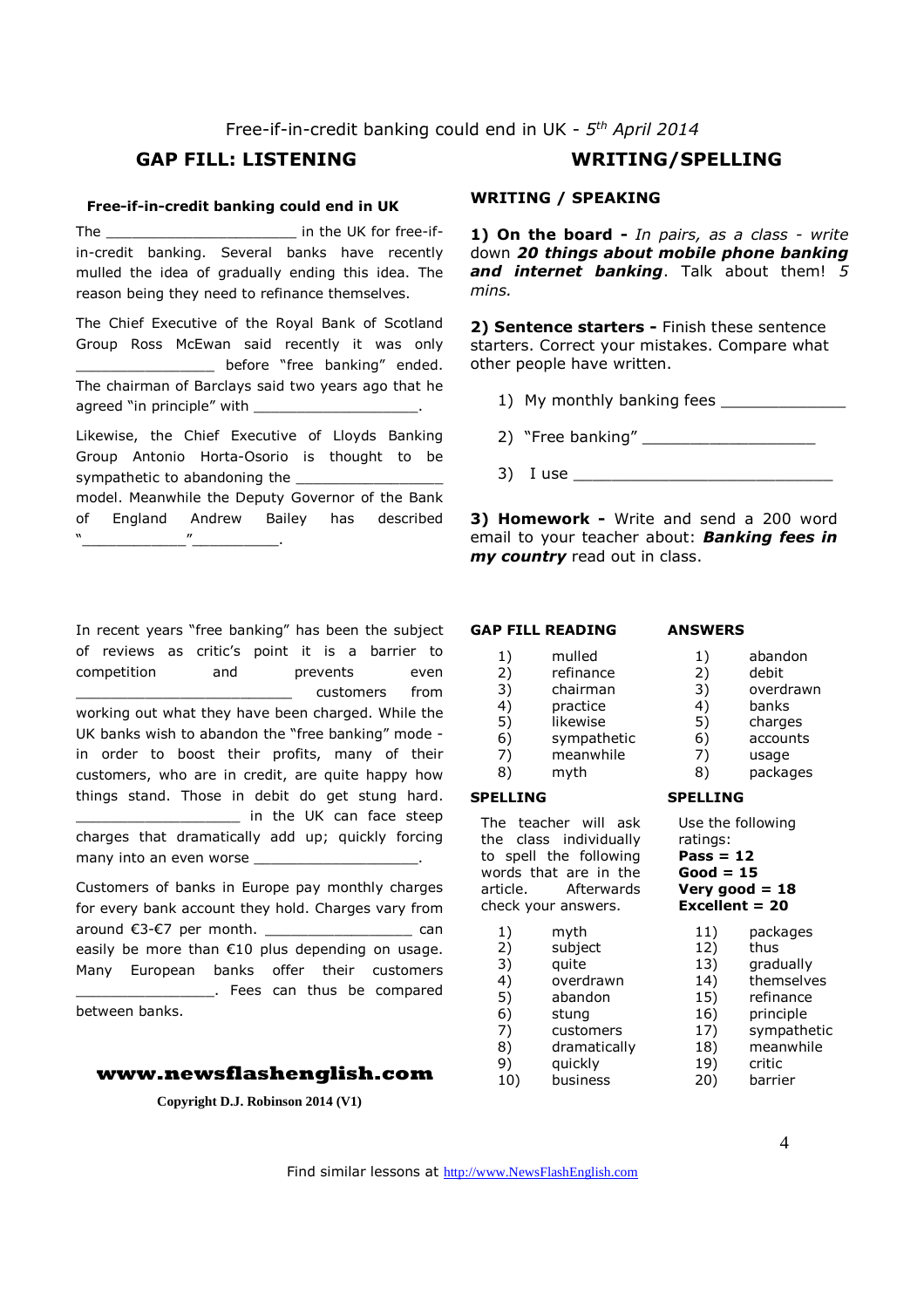Free-if-in-credit banking could end in UK - 5th April 2014

## GAP FILL: LISTENING

### Free-if-in-credit banking could end in UK

The ______________________ in the UK for free-if-in-credit banking. Several banks have recently mulled the idea of gradually ending this idea. The reason being they need to refinance themselves.

The Chief Executive of the Royal Bank of Scotland Group Ross McEwan said recently it was only ________________ before "free banking" ended. The chairman of Barclays said two years ago that he agreed "in principle" with ___________________.

Likewise, the Chief Executive of Lloyds Banking Group Antonio Horta-Osorio is thought to be sympathetic to abandoning the ________________ model. Meanwhile the Deputy Governor of the Bank of England Andrew Bailey has described "____________"__________.

In recent years "free banking" has been the subject of reviews as critic's point it is a barrier to competition and prevents even _________________________ customers from working out what they have been charged. While the UK banks wish to abandon the "free banking" mode - in order to boost their profits, many of their customers, who are in credit, are quite happy how things stand. Those in debit do get stung hard. ___________________ in the UK can face steep charges that dramatically add up; quickly forcing many into an even worse ___________________.

Customers of banks in Europe pay monthly charges for every bank account they hold. Charges vary from around €3-€7 per month. _________________ can easily be more than €10 plus depending on usage. Many European banks offer their customers ________________. Fees can thus be compared between banks.

**www.newsflashenglish.com**

**Copyright D.J. Robinson 2014 (V1)**

## WRITING/SPELLING

### WRITING / SPEAKING

**1) On the board -** *In pairs, as a class - write down* ***20 things about mobile phone banking and internet banking****. Talk about them! 5 mins.*

**2) Sentence starters -** Finish these sentence starters. Correct your mistakes. Compare what other people have written.

1) My monthly banking fees _____________
2) "Free banking" __________________
3) I use ____________________________

**3) Homework -** Write and send a 200 word email to your teacher about: ***Banking fees in my country*** read out in class.

### GAP FILL READING

1) mulled
2) refinance
3) chairman
4) practice
5) likewise
6) sympathetic
7) meanwhile
8) myth

### ANSWERS

1) abandon
2) debit
3) overdrawn
4) banks
5) charges
6) accounts
7) usage
8) packages

### SPELLING

The teacher will ask the class individually to spell the following words that are in the article. Afterwards check your answers.

1) myth
2) subject
3) quite
4) overdrawn
5) abandon
6) stung
7) customers
8) dramatically
9) quickly
10) business
11) packages
12) thus
13) gradually
14) themselves
15) refinance
16) principle
17) sympathetic
18) meanwhile
19) critic
20) barrier

### SPELLING

Use the following ratings:
**Pass = 12**
**Good = 15**
**Very good = 18**
**Excellent = 20**

Find similar lessons at http://www.NewsFlashEnglish.com